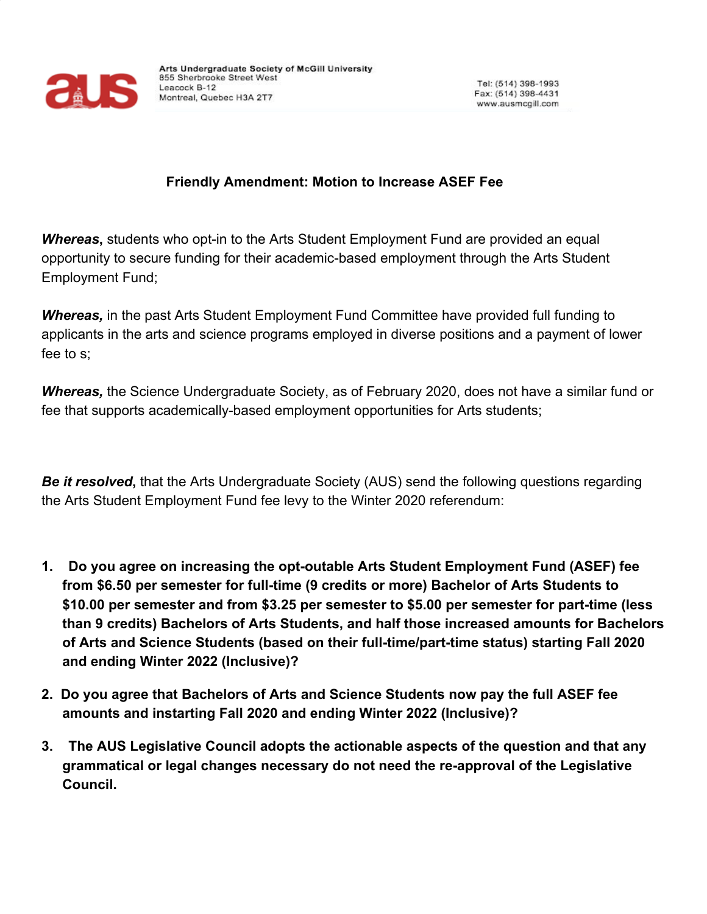Arts Undergraduate Society of McGill University
855 Sherbrooke Street West
Leacock B-12
Montreal, Quebec H3A 2T7

Tel: (514) 398-1993
Fax: (514) 398-4431
www.ausmcgill.com

## Friendly Amendment: Motion to Increase ASEF Fee

***Whereas*,** students who opt-in to the Arts Student Employment Fund are provided an equal opportunity to secure funding for their academic-based employment through the Arts Student Employment Fund;

***Whereas,*** in the past Arts Student Employment Fund Committee have provided full funding to applicants in the arts and science programs employed in diverse positions and a payment of lower fee to s;

***Whereas,*** the Science Undergraduate Society, as of February 2020, does not have a similar fund or fee that supports academically-based employment opportunities for Arts students;

***Be it resolved*,** that the Arts Undergraduate Society (AUS) send the following questions regarding the Arts Student Employment Fund fee levy to the Winter 2020 referendum:

1. **Do you agree on increasing the opt-outable Arts Student Employment Fund (ASEF) fee from $6.50 per semester for full-time (9 credits or more) Bachelor of Arts Students to $10.00 per semester and from $3.25 per semester to $5.00 per semester for part-time (less than 9 credits) Bachelors of Arts Students, and half those increased amounts for Bachelors of Arts and Science Students (based on their full-time/part-time status) starting Fall 2020 and ending Winter 2022 (Inclusive)?**
2. **Do you agree that Bachelors of Arts and Science Students now pay the full ASEF fee amounts and instarting Fall 2020 and ending Winter 2022 (Inclusive)?**
3. **The AUS Legislative Council adopts the actionable aspects of the question and that any grammatical or legal changes necessary do not need the re-approval of the Legislative Council.**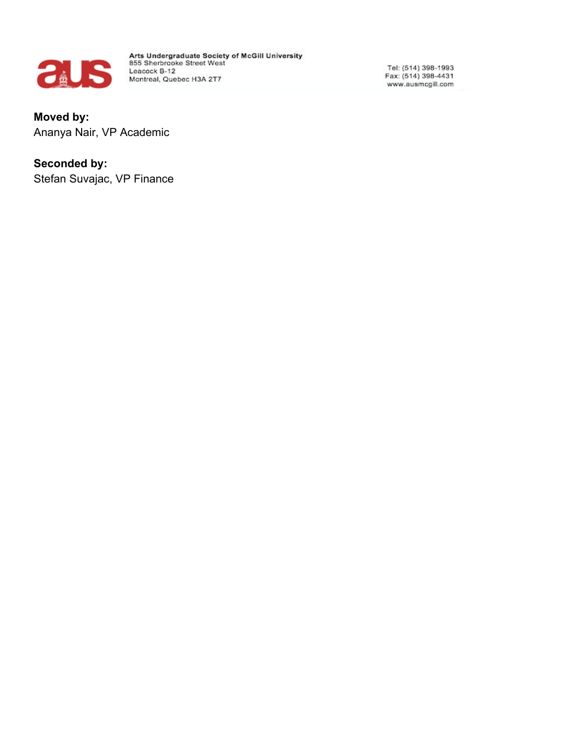**Moved by:**
Ananya Nair, VP Academic

**Seconded by:**
Stefan Suvajac, VP Finance